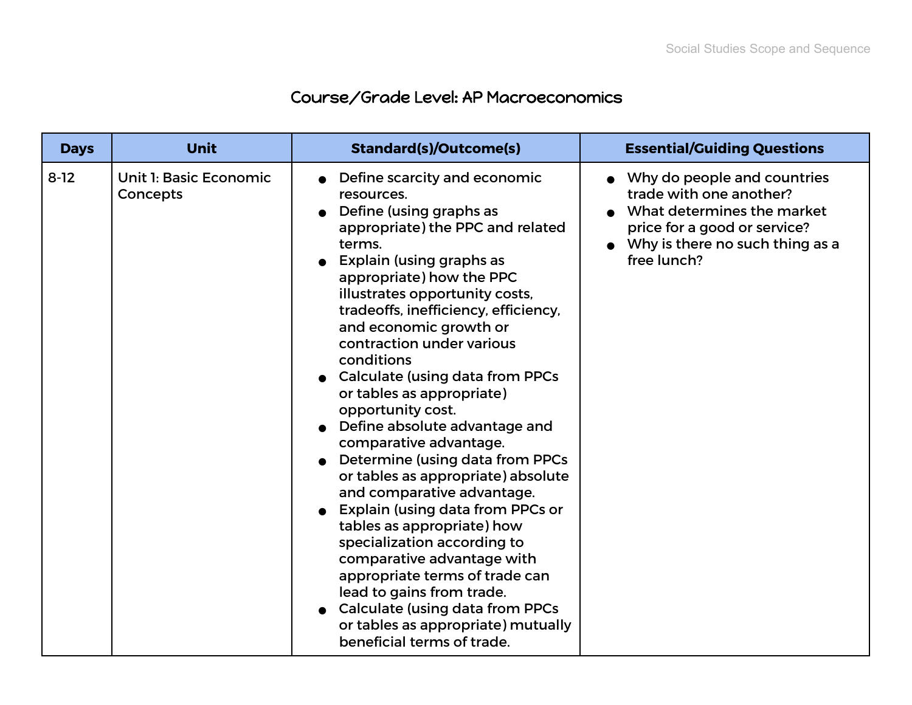# Course/Grade Level: AP Macroeconomics

| Days | Unit | Standard(s)/Outcome(s) | Essential/Guiding Questions |
|---|---|---|---|
| 8-12 | Unit 1: Basic Economic Concepts | <ul><li>Define scarcity and economic resources.</li><li>Define (using graphs as appropriate) the PPC and related terms.</li><li>Explain (using graphs as appropriate) how the PPC illustrates opportunity costs, tradeoffs, inefficiency, efficiency, and economic growth or contraction under various conditions</li><li>Calculate (using data from PPCs or tables as appropriate) opportunity cost.</li><li>Define absolute advantage and comparative advantage.</li><li>Determine (using data from PPCs or tables as appropriate) absolute and comparative advantage.</li><li>Explain (using data from PPCs or tables as appropriate) how specialization according to comparative advantage with appropriate terms of trade can lead to gains from trade.</li><li>Calculate (using data from PPCs or tables as appropriate) mutually beneficial terms of trade.</li></ul> | <ul><li>Why do people and countries trade with one another?</li><li>What determines the market price for a good or service?</li><li>Why is there no such thing as a free lunch?</li></ul> |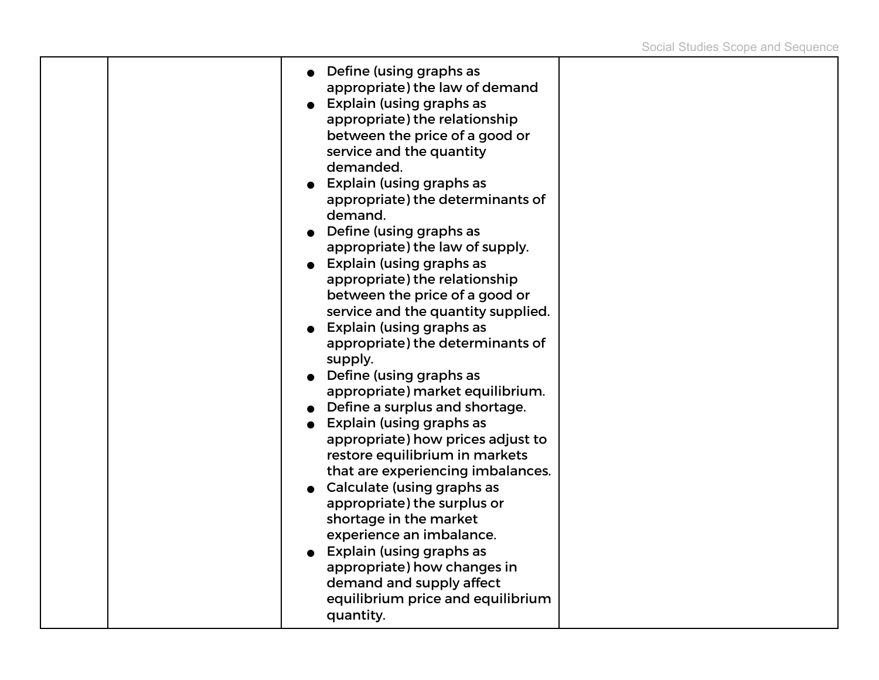|  |  |  |  |
|---|---|---|---|
|  |  | <ul><li>Define (using graphs as appropriate) the law of demand</li><li>Explain (using graphs as appropriate) the relationship between the price of a good or service and the quantity demanded.</li><li>Explain (using graphs as appropriate) the determinants of demand.</li><li>Define (using graphs as appropriate) the law of supply.</li><li>Explain (using graphs as appropriate) the relationship between the price of a good or service and the quantity supplied.</li><li>Explain (using graphs as appropriate) the determinants of supply.</li><li>Define (using graphs as appropriate) market equilibrium.</li><li>Define a surplus and shortage.</li><li>Explain (using graphs as appropriate) how prices adjust to restore equilibrium in markets that are experiencing imbalances.</li><li>Calculate (using graphs as appropriate) the surplus or shortage in the market experience an imbalance.</li><li>Explain (using graphs as appropriate) how changes in demand and supply affect equilibrium price and equilibrium quantity.</li></ul> |  |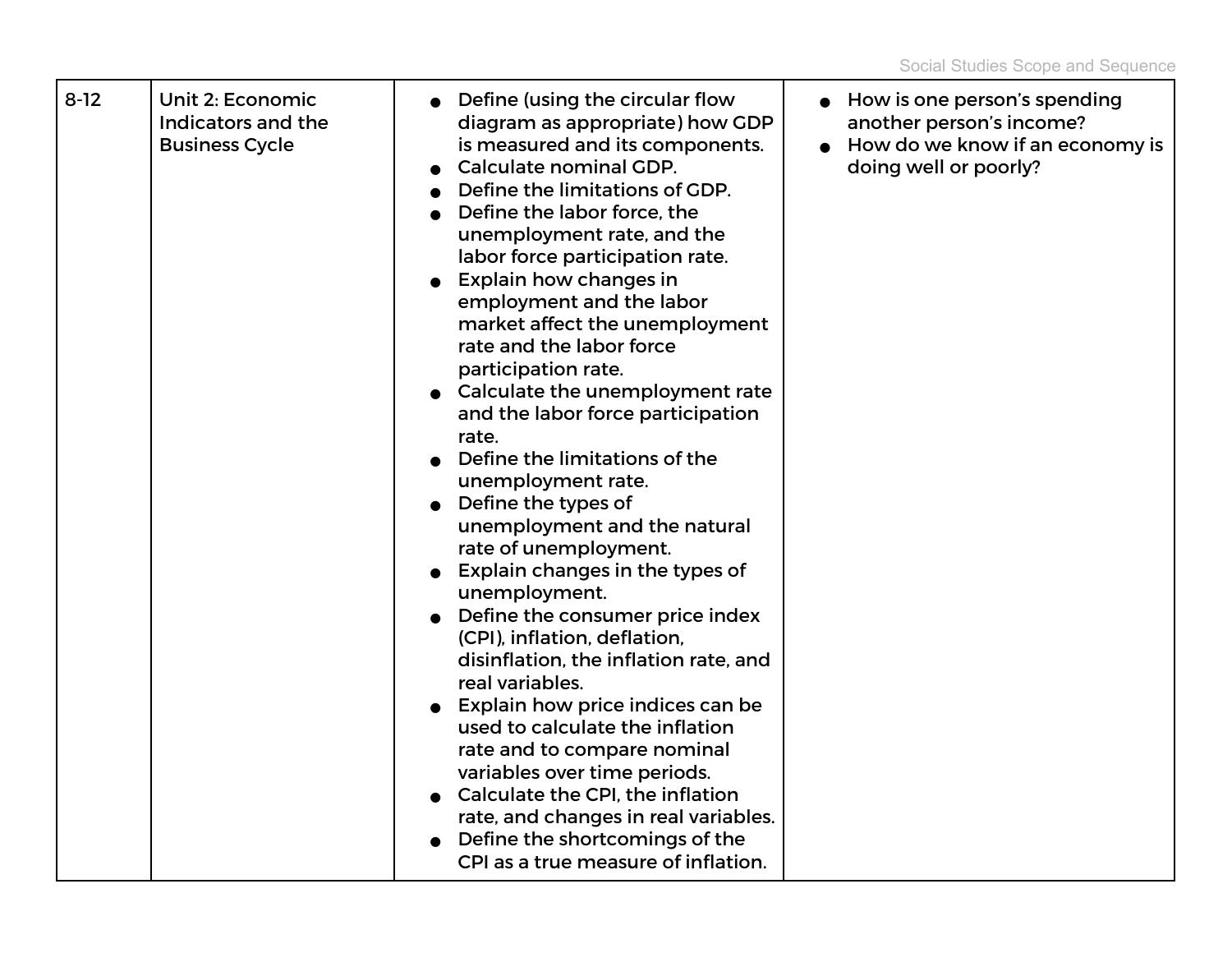| 8-12 | Unit 2: Economic Indicators and the Business Cycle | • Define (using the circular flow diagram as appropriate) how GDP is measured and its components.<br>• Calculate nominal GDP.<br>• Define the limitations of GDP.<br>• Define the labor force, the unemployment rate, and the labor force participation rate.<br>• Explain how changes in employment and the labor market affect the unemployment rate and the labor force participation rate.<br>• Calculate the unemployment rate and the labor force participation rate.<br>• Define the limitations of the unemployment rate.<br>• Define the types of unemployment and the natural rate of unemployment.<br>• Explain changes in the types of unemployment.<br>• Define the consumer price index (CPI), inflation, deflation, disinflation, the inflation rate, and real variables.<br>• Explain how price indices can be used to calculate the inflation rate and to compare nominal variables over time periods.<br>• Calculate the CPI, the inflation rate, and changes in real variables.<br>• Define the shortcomings of the CPI as a true measure of inflation. | • How is one person's spending another person's income?<br>• How do we know if an economy is doing well or poorly? |
|---|---|---|---|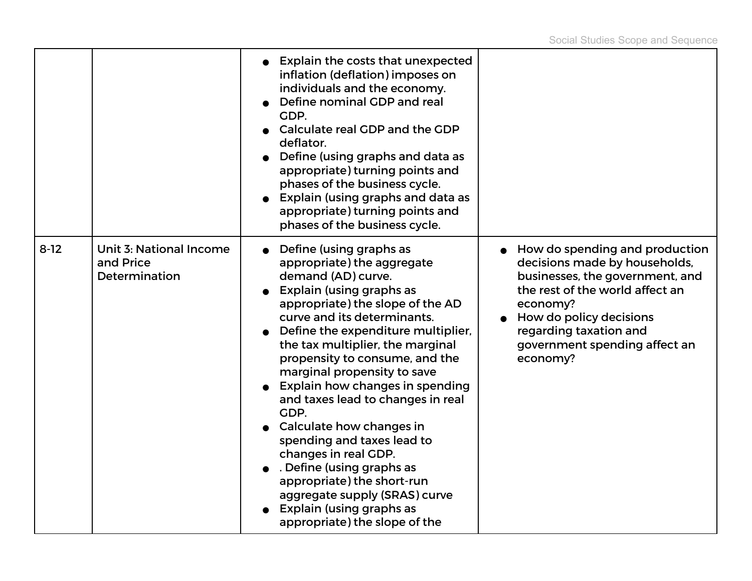| | | | |
|---|---|---|---|
| | | • Explain the costs that unexpected inflation (deflation) imposes on individuals and the economy.<br>• Define nominal GDP and real GDP.<br>• Calculate real GDP and the GDP deflator.<br>• Define (using graphs and data as appropriate) turning points and phases of the business cycle.<br>• Explain (using graphs and data as appropriate) turning points and phases of the business cycle. | |
| 8-12 | Unit 3: National Income and Price Determination | • Define (using graphs as appropriate) the aggregate demand (AD) curve.<br>• Explain (using graphs as appropriate) the slope of the AD curve and its determinants.<br>• Define the expenditure multiplier, the tax multiplier, the marginal propensity to consume, and the marginal propensity to save<br>• Explain how changes in spending and taxes lead to changes in real GDP.<br>• Calculate how changes in spending and taxes lead to changes in real GDP.<br>• . Define (using graphs as appropriate) the short-run aggregate supply (SRAS) curve<br>• Explain (using graphs as appropriate) the slope of the | • How do spending and production decisions made by households, businesses, the government, and the rest of the world affect an economy?<br>• How do policy decisions regarding taxation and government spending affect an economy? |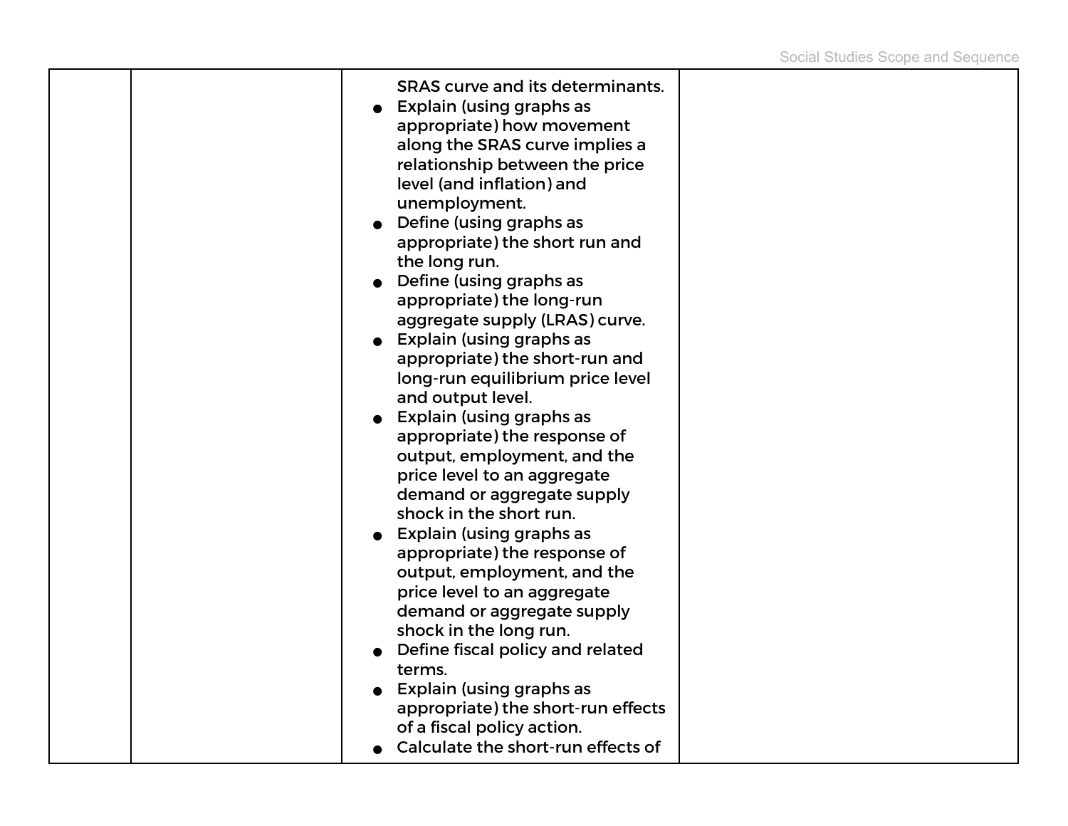|  |  |  |  |
|---|---|---|---|
|  |  | SRAS curve and its determinants.<br>● Explain (using graphs as appropriate) how movement along the SRAS curve implies a relationship between the price level (and inflation) and unemployment.<br>● Define (using graphs as appropriate) the short run and the long run.<br>● Define (using graphs as appropriate) the long-run aggregate supply (LRAS) curve.<br>● Explain (using graphs as appropriate) the short-run and long-run equilibrium price level and output level.<br>● Explain (using graphs as appropriate) the response of output, employment, and the price level to an aggregate demand or aggregate supply shock in the short run.<br>● Explain (using graphs as appropriate) the response of output, employment, and the price level to an aggregate demand or aggregate supply shock in the long run.<br>● Define fiscal policy and related terms.<br>● Explain (using graphs as appropriate) the short-run effects of a fiscal policy action.<br>● Calculate the short-run effects of |  |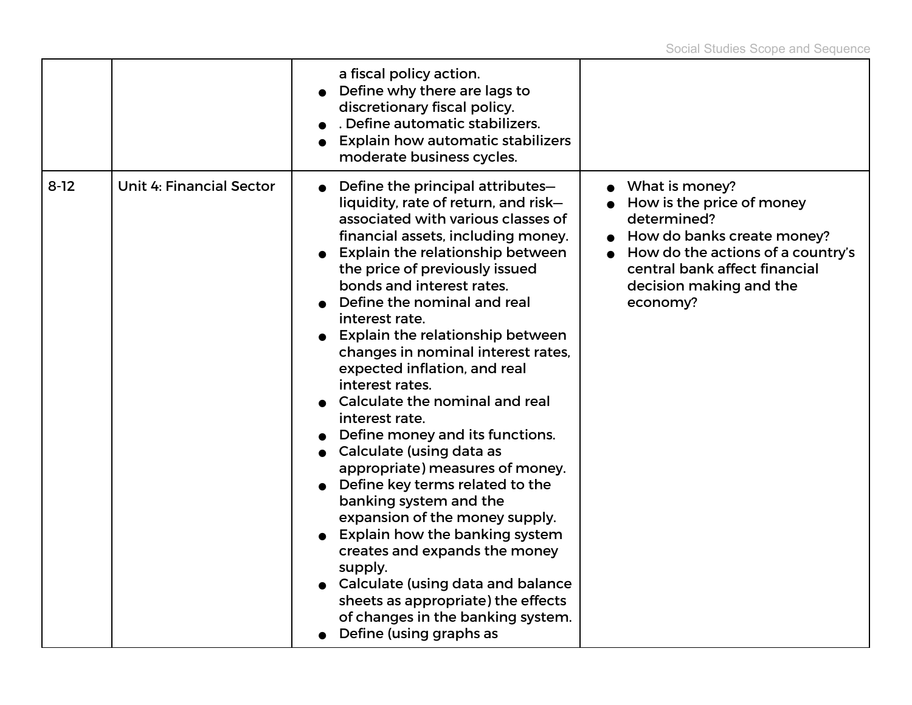| | | | |
|---|---|---|---|
| | | a fiscal policy action.<br>● Define why there are lags to discretionary fiscal policy.<br>● . Define automatic stabilizers.<br>● Explain how automatic stabilizers moderate business cycles. | |
| 8-12 | Unit 4: Financial Sector | ● Define the principal attributes—liquidity, rate of return, and risk—associated with various classes of financial assets, including money.<br>● Explain the relationship between the price of previously issued bonds and interest rates.<br>● Define the nominal and real interest rate.<br>● Explain the relationship between changes in nominal interest rates, expected inflation, and real interest rates.<br>● Calculate the nominal and real interest rate.<br>● Define money and its functions.<br>● Calculate (using data as appropriate) measures of money.<br>● Define key terms related to the banking system and the expansion of the money supply.<br>● Explain how the banking system creates and expands the money supply.<br>● Calculate (using data and balance sheets as appropriate) the effects of changes in the banking system.<br>● Define (using graphs as | ● What is money?<br>● How is the price of money determined?<br>● How do banks create money?<br>● How do the actions of a country's central bank affect financial decision making and the economy? |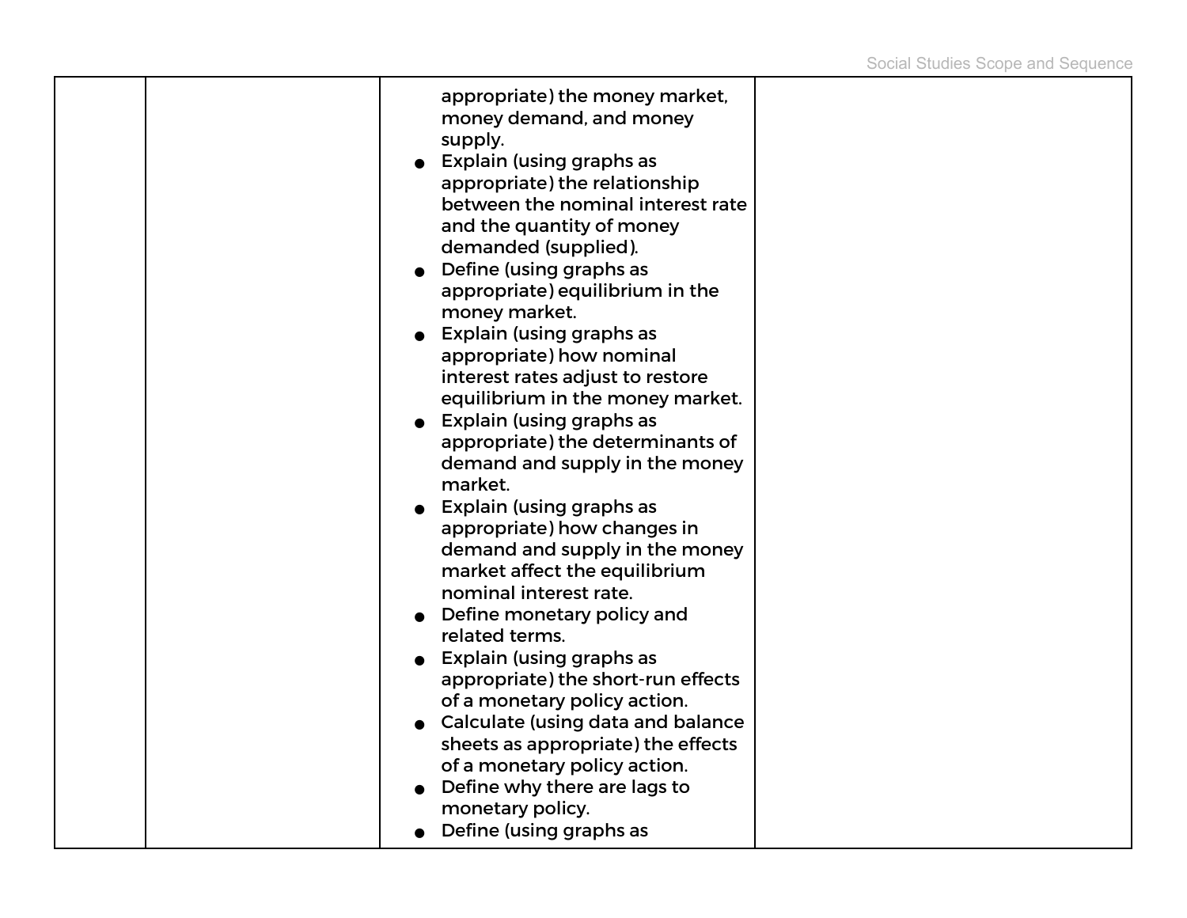|  |  |  |  |
|---|---|---|---|
|  |  | appropriate) the money market, money demand, and money supply.<br>• Explain (using graphs as appropriate) the relationship between the nominal interest rate and the quantity of money demanded (supplied).<br>• Define (using graphs as appropriate) equilibrium in the money market.<br>• Explain (using graphs as appropriate) how nominal interest rates adjust to restore equilibrium in the money market.<br>• Explain (using graphs as appropriate) the determinants of demand and supply in the money market.<br>• Explain (using graphs as appropriate) how changes in demand and supply in the money market affect the equilibrium nominal interest rate.<br>• Define monetary policy and related terms.<br>• Explain (using graphs as appropriate) the short-run effects of a monetary policy action.<br>• Calculate (using data and balance sheets as appropriate) the effects of a monetary policy action.<br>• Define why there are lags to monetary policy.<br>• Define (using graphs as |  |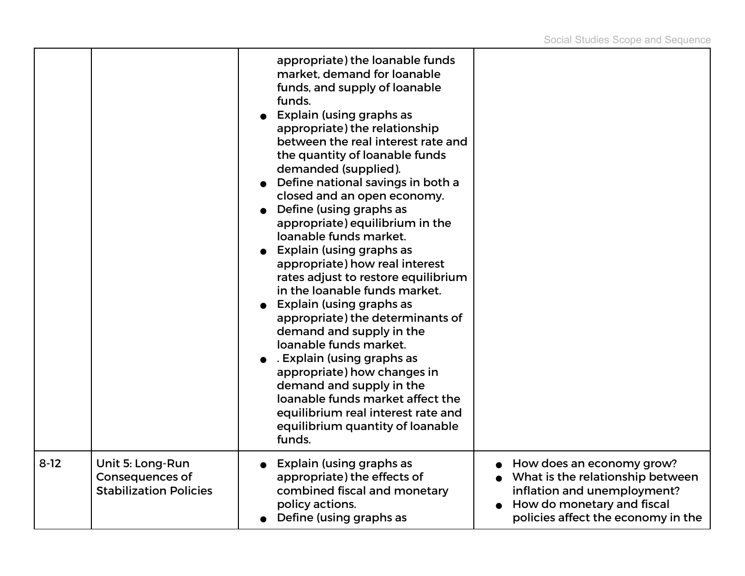| | | | |
|---|---|---|---|
| | | appropriate) the loanable funds market, demand for loanable funds, and supply of loanable funds.<br>● Explain (using graphs as appropriate) the relationship between the real interest rate and the quantity of loanable funds demanded (supplied).<br>● Define national savings in both a closed and an open economy.<br>● Define (using graphs as appropriate) equilibrium in the loanable funds market.<br>● Explain (using graphs as appropriate) how real interest rates adjust to restore equilibrium in the loanable funds market.<br>● Explain (using graphs as appropriate) the determinants of demand and supply in the loanable funds market.<br>● . Explain (using graphs as appropriate) how changes in demand and supply in the loanable funds market affect the equilibrium real interest rate and equilibrium quantity of loanable funds. | |
| 8-12 | Unit 5: Long-Run Consequences of Stabilization Policies | ● Explain (using graphs as appropriate) the effects of combined fiscal and monetary policy actions.<br>● Define (using graphs as | ● How does an economy grow?<br>● What is the relationship between inflation and unemployment?<br>● How do monetary and fiscal policies affect the economy in the |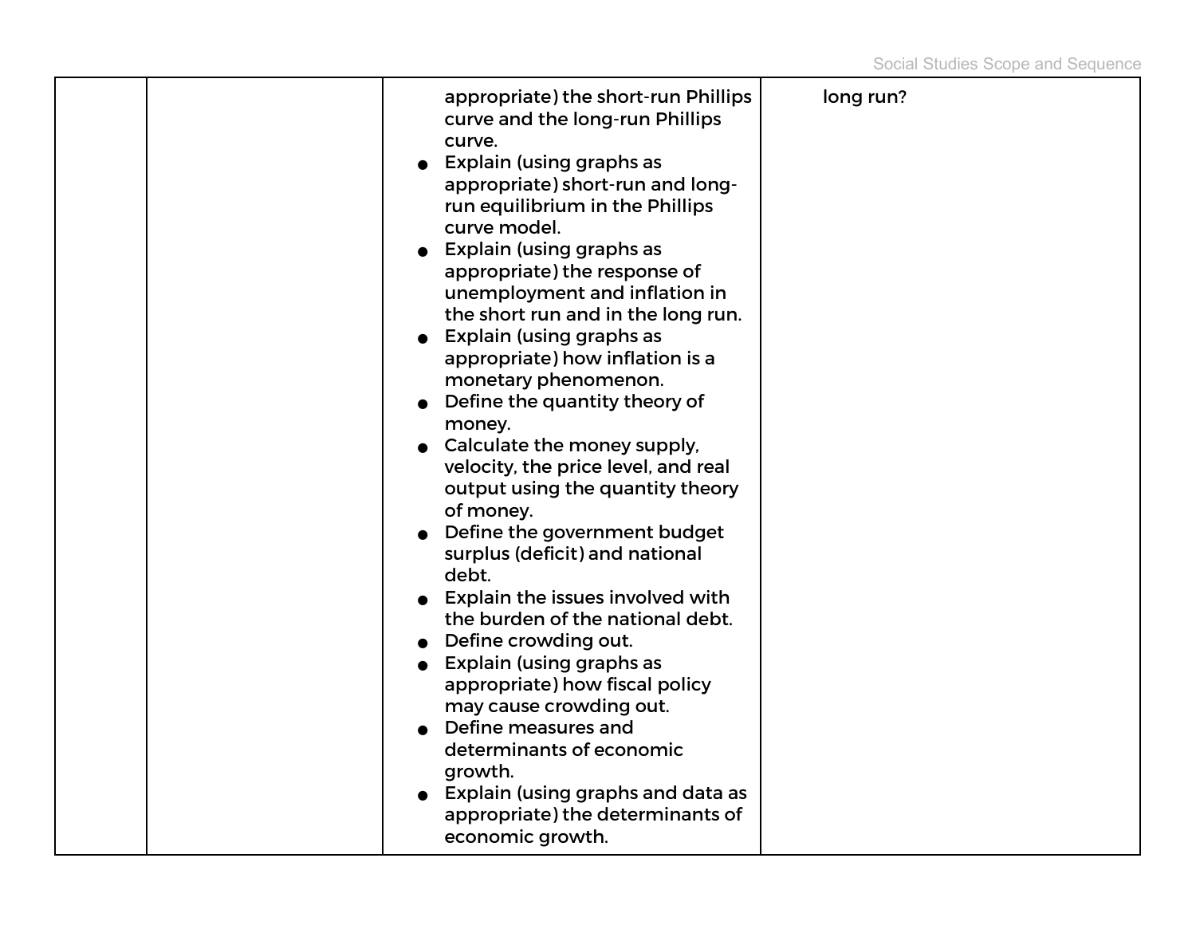| | | | |
|---|---|---|---|
| | | appropriate) the short-run Phillips curve and the long-run Phillips curve.<br>● Explain (using graphs as appropriate) short-run and long-run equilibrium in the Phillips curve model.<br>● Explain (using graphs as appropriate) the response of unemployment and inflation in the short run and in the long run.<br>● Explain (using graphs as appropriate) how inflation is a monetary phenomenon.<br>● Define the quantity theory of money.<br>● Calculate the money supply, velocity, the price level, and real output using the quantity theory of money.<br>● Define the government budget surplus (deficit) and national debt.<br>● Explain the issues involved with the burden of the national debt.<br>● Define crowding out.<br>● Explain (using graphs as appropriate) how fiscal policy may cause crowding out.<br>● Define measures and determinants of economic growth.<br>● Explain (using graphs and data as appropriate) the determinants of economic growth. | long run? |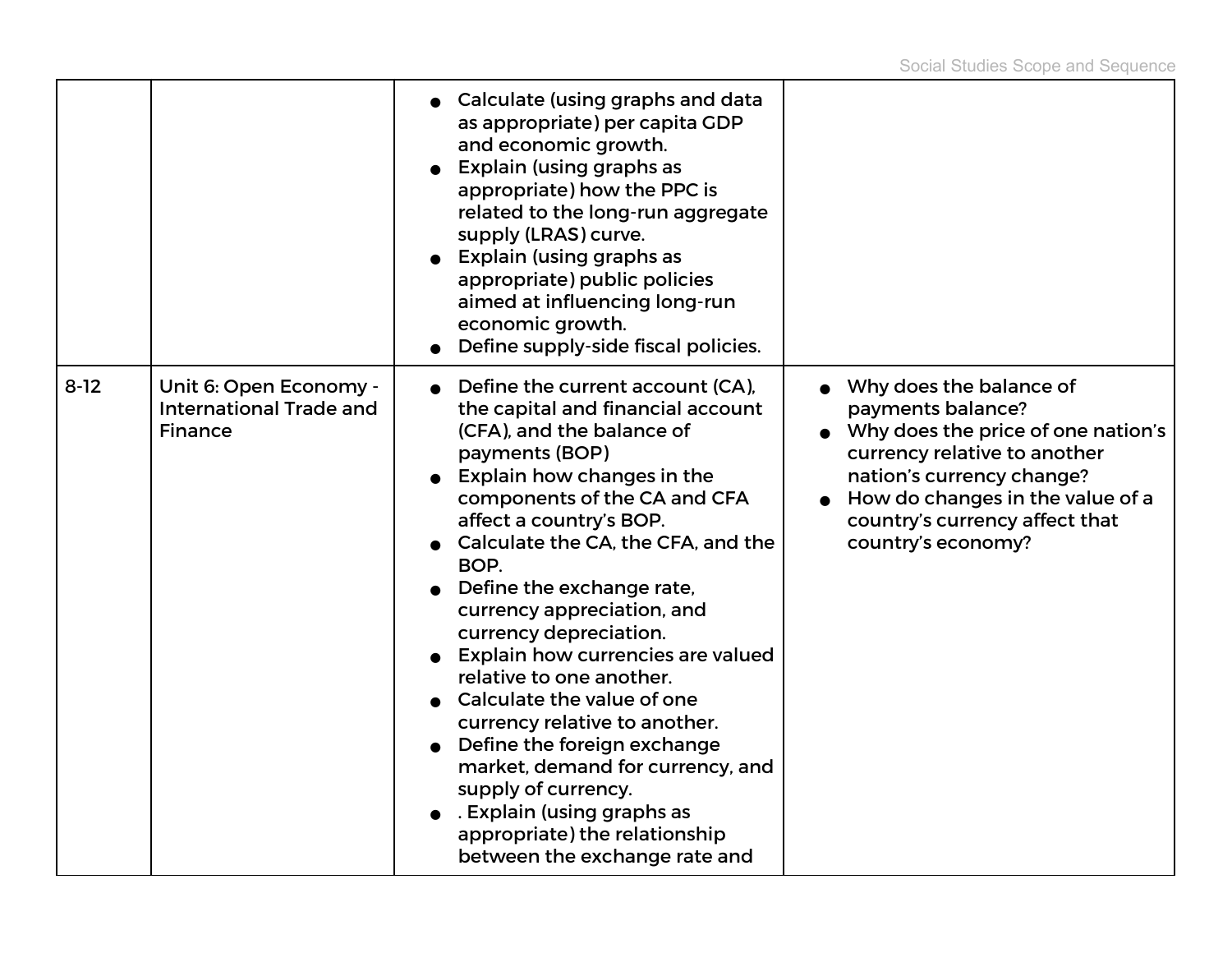| | | | |
|---|---|---|---|
| | | • Calculate (using graphs and data as appropriate) per capita GDP and economic growth.<br>• Explain (using graphs as appropriate) how the PPC is related to the long-run aggregate supply (LRAS) curve.<br>• Explain (using graphs as appropriate) public policies aimed at influencing long-run economic growth.<br>• Define supply-side fiscal policies. | |
| 8-12 | Unit 6: Open Economy - International Trade and Finance | • Define the current account (CA), the capital and financial account (CFA), and the balance of payments (BOP)<br>• Explain how changes in the components of the CA and CFA affect a country's BOP.<br>• Calculate the CA, the CFA, and the BOP.<br>• Define the exchange rate, currency appreciation, and currency depreciation.<br>• Explain how currencies are valued relative to one another.<br>• Calculate the value of one currency relative to another.<br>• Define the foreign exchange market, demand for currency, and supply of currency.<br>• . Explain (using graphs as appropriate) the relationship between the exchange rate and | • Why does the balance of payments balance?<br>• Why does the price of one nation's currency relative to another nation's currency change?<br>• How do changes in the value of a country's currency affect that country's economy? |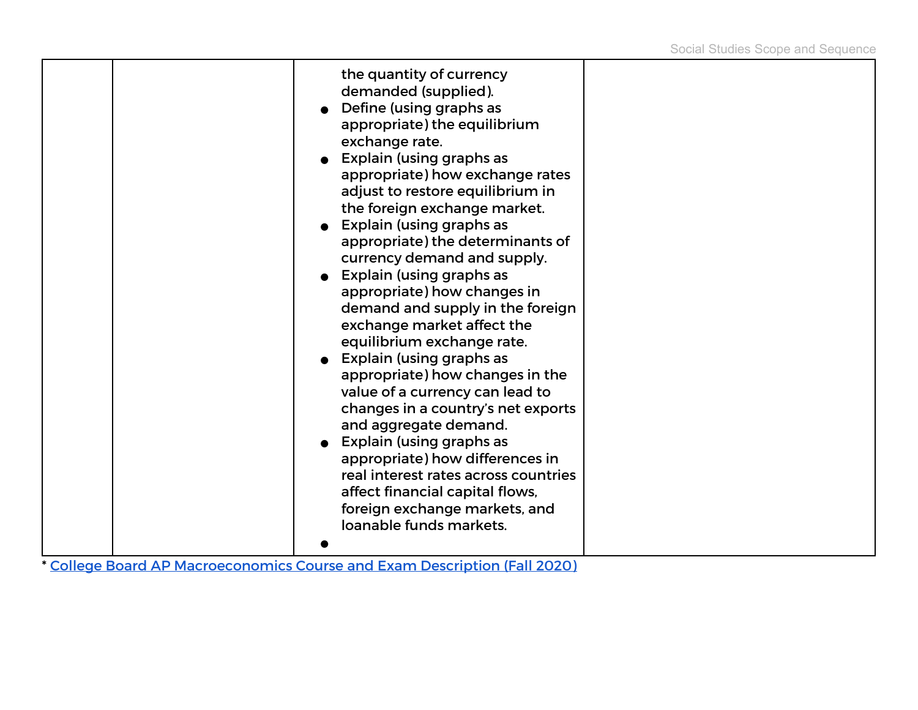| | | | |
|---|---|---|---|
| | | the quantity of currency demanded (supplied).<br>● Define (using graphs as appropriate) the equilibrium exchange rate.<br>● Explain (using graphs as appropriate) how exchange rates adjust to restore equilibrium in the foreign exchange market.<br>● Explain (using graphs as appropriate) the determinants of currency demand and supply.<br>● Explain (using graphs as appropriate) how changes in demand and supply in the foreign exchange market affect the equilibrium exchange rate.<br>● Explain (using graphs as appropriate) how changes in the value of a currency can lead to changes in a country's net exports and aggregate demand.<br>● Explain (using graphs as appropriate) how differences in real interest rates across countries affect financial capital flows, foreign exchange markets, and loanable funds markets.<br>● | |

* [College Board AP Macroeconomics Course and Exam Description (Fall 2020)]